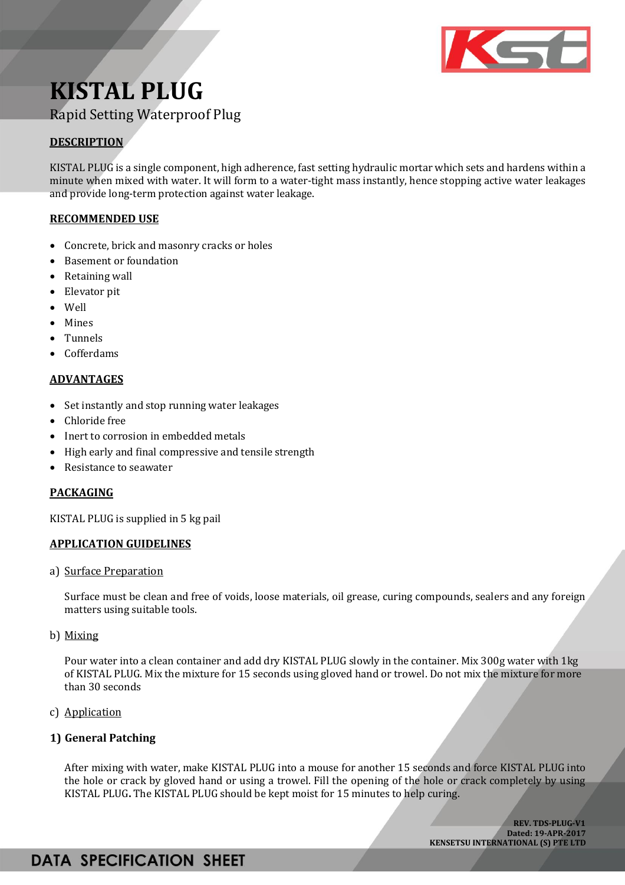# KISTAL PLUG

Rapid Setting Waterproof Plug

## DESCRIPTION

KISTAL PLUG is a single component, high adherence, fast setting hydraulic mortar which sets and hardens within a minute when mixed with water. It will form to a water-tight mass instantly, hence stopping active water leakages and provide long-term protection against water leakage.

## RECOMMENDED USE

- Concrete, brick and masonry cracks or holes
- Basement or foundation
- Retaining wall
- Elevator pit
- Well
- Mines
- Tunnels
- Cofferdams

## ADVANTAGES

- Set instantly and stop running water leakages
- Chloride free
- Inert to corrosion in embedded metals
- High early and final compressive and tensile strength
- Resistance to seawater

## PACKAGING

KISTAL PLUG is supplied in 5 kg pail

## APPLICATION GUIDELINES

a) Surface Preparation

Surface must be clean and free of voids, loose materials, oil grease, curing compounds, sealers and any foreign matters using suitable tools.

b) Mixing

Pour water into a clean container and add dry KISTAL PLUG slowly in the container. Mix 300g water with 1kg of KISTAL PLUG. Mix the mixture for 15 seconds using gloved hand or trowel. Do not mix the mixture for more than 30 seconds

c) Application

**1) General Patching**

After mixing with water, make KISTAL PLUG into a mouse for another 15 seconds and force KISTAL PLUG into the hole or crack by gloved hand or using a trowel. Fill the opening of the hole or crack completely by using KISTAL PLUG**.** The KISTAL PLUG should be kept moist for 15 minutes to help curing.

**REV. TDS-PLUG-V1**
**Dated: 19-APR-2017**
**KENSETSU INTERNATIONAL (S) PTE LTD**

**DATA SPECIFICATION SHEET**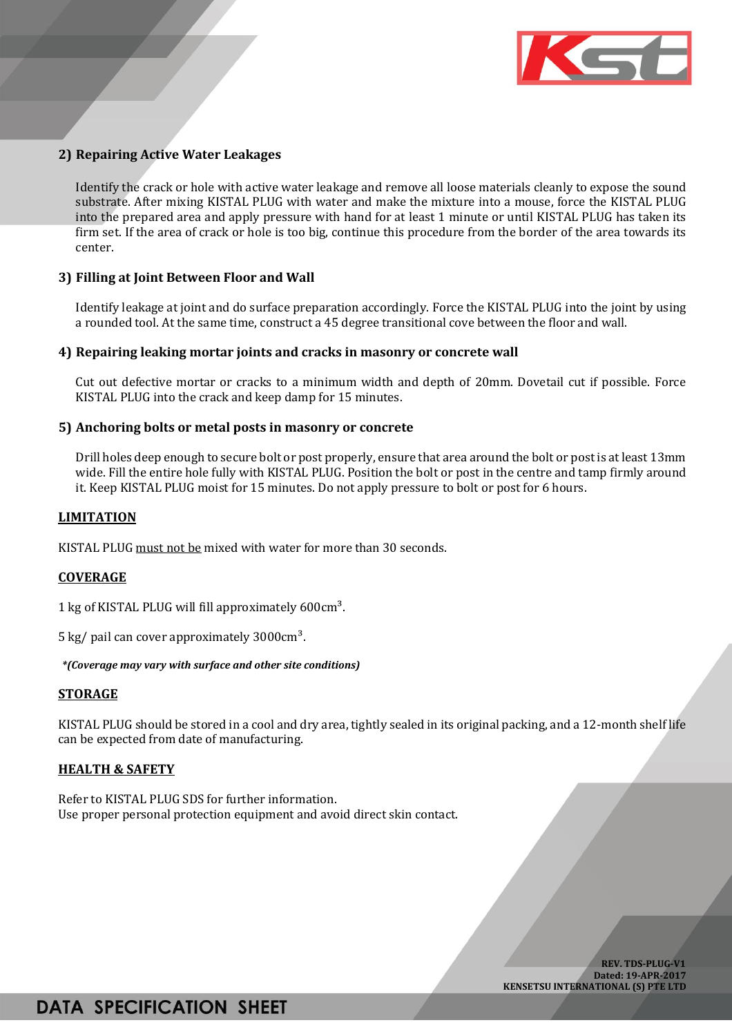### 2) Repairing Active Water Leakages

Identify the crack or hole with active water leakage and remove all loose materials cleanly to expose the sound substrate. After mixing KISTAL PLUG with water and make the mixture into a mouse, force the KISTAL PLUG into the prepared area and apply pressure with hand for at least 1 minute or until KISTAL PLUG has taken its firm set. If the area of crack or hole is too big, continue this procedure from the border of the area towards its center.

### 3) Filling at Joint Between Floor and Wall

Identify leakage at joint and do surface preparation accordingly. Force the KISTAL PLUG into the joint by using a rounded tool. At the same time, construct a 45 degree transitional cove between the floor and wall.

### 4) Repairing leaking mortar joints and cracks in masonry or concrete wall

Cut out defective mortar or cracks to a minimum width and depth of 20mm. Dovetail cut if possible. Force KISTAL PLUG into the crack and keep damp for 15 minutes.

### 5) Anchoring bolts or metal posts in masonry or concrete

Drill holes deep enough to secure bolt or post properly, ensure that area around the bolt or post is at least 13mm wide. Fill the entire hole fully with KISTAL PLUG. Position the bolt or post in the centre and tamp firmly around it. Keep KISTAL PLUG moist for 15 minutes. Do not apply pressure to bolt or post for 6 hours.

## LIMITATION

KISTAL PLUG must not be mixed with water for more than 30 seconds.

## COVERAGE

1 kg of KISTAL PLUG will fill approximately 600cm$^3$.

5 kg/ pail can cover approximately 3000cm$^3$.

***(Coverage may vary with surface and other site conditions)***

## STORAGE

KISTAL PLUG should be stored in a cool and dry area, tightly sealed in its original packing, and a 12-month shelf life can be expected from date of manufacturing.

## HEALTH & SAFETY

Refer to KISTAL PLUG SDS for further information.
Use proper personal protection equipment and avoid direct skin contact.

**REV. TDS-PLUG-V1**
**Dated: 19-APR-2017**
**KENSETSU INTERNATIONAL (S) PTE LTD**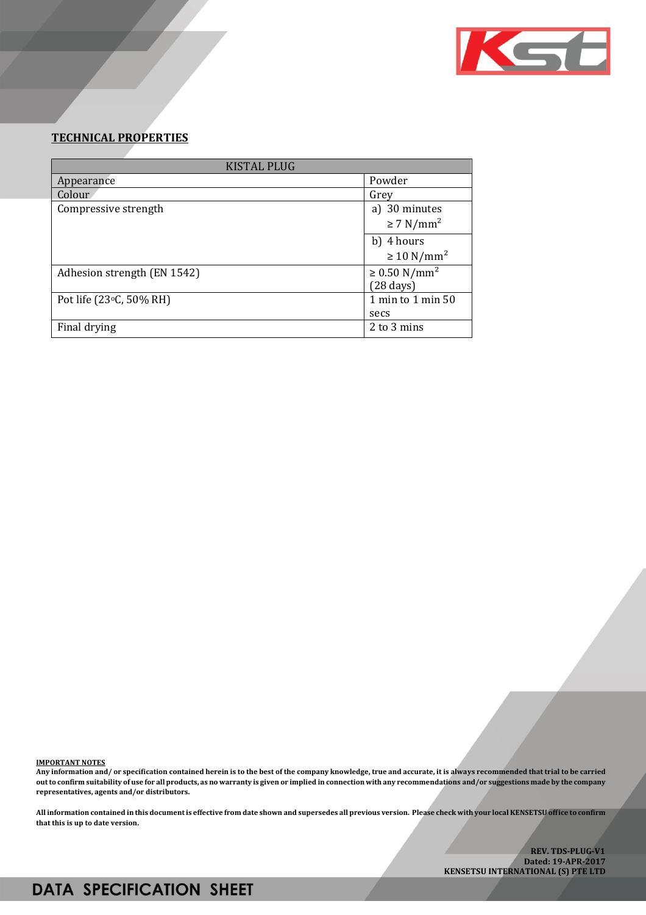## TECHNICAL PROPERTIES

| KISTAL PLUG | |
|---|---|
| Appearance | Powder |
| Colour | Grey |
| Compressive strength | a) 30 minutes $\geq 7\ N/mm^2$ |
| | b) 4 hours $\geq 10\ N/mm^2$ |
| Adhesion strength (EN 1542) | $\geq 0.50\ N/mm^2$ (28 days) |
| Pot life (23°C, 50% RH) | 1 min to 1 min 50 secs |
| Final drying | 2 to 3 mins |

**IMPORTANT NOTES**

**Any information and/ or specification contained herein is to the best of the company knowledge, true and accurate, it is always recommended that trial to be carried out to confirm suitability of use for all products, as no warranty is given or implied in connection with any recommendations and/or suggestions made by the company representatives, agents and/or distributors.**

**All information contained in this document is effective from date shown and supersedes all previous version. Please check with your local KENSETSU office to confirm that this is up to date version.**

**REV. TDS-PLUG-V1**
**Dated: 19-APR-2017**
**KENSETSU INTERNATIONAL (S) PTE LTD**

**DATA SPECIFICATION SHEET**